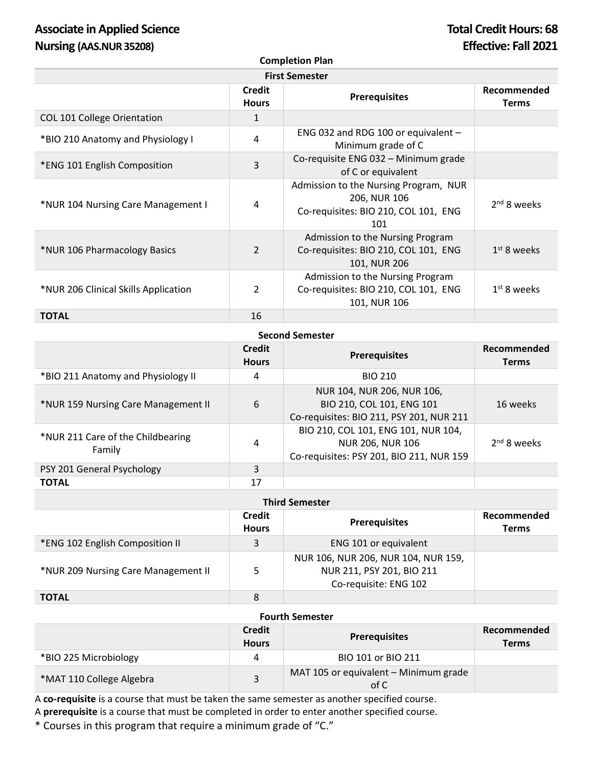# Associate in Applied Science

# Nursing (AAS.NUR 35208)

**Total Credit Hours: 68**

**Effective: Fall 2021**

## Completion Plan

### First Semester

| | Credit Hours | Prerequisites | Recommended Terms |
|---|---|---|---|
| COL 101 College Orientation | 1 | | |
| *BIO 210 Anatomy and Physiology I | 4 | ENG 032 and RDG 100 or equivalent – Minimum grade of C | |
| *ENG 101 English Composition | 3 | Co-requisite ENG 032 – Minimum grade of C or equivalent | |
| *NUR 104 Nursing Care Management I | 4 | Admission to the Nursing Program, NUR 206, NUR 106 Co-requisites: BIO 210, COL 101, ENG 101 | 2nd 8 weeks |
| *NUR 106 Pharmacology Basics | 2 | Admission to the Nursing Program Co-requisites: BIO 210, COL 101, ENG 101, NUR 206 | 1st 8 weeks |
| *NUR 206 Clinical Skills Application | 2 | Admission to the Nursing Program Co-requisites: BIO 210, COL 101, ENG 101, NUR 106 | 1st 8 weeks |
| **TOTAL** | 16 | | |

### Second Semester

| | Credit Hours | Prerequisites | Recommended Terms |
|---|---|---|---|
| *BIO 211 Anatomy and Physiology II | 4 | BIO 210 | |
| *NUR 159 Nursing Care Management II | 6 | NUR 104, NUR 206, NUR 106, BIO 210, COL 101, ENG 101 Co-requisites: BIO 211, PSY 201, NUR 211 | 16 weeks |
| *NUR 211 Care of the Childbearing Family | 4 | BIO 210, COL 101, ENG 101, NUR 104, NUR 206, NUR 106 Co-requisites: PSY 201, BIO 211, NUR 159 | 2nd 8 weeks |
| PSY 201 General Psychology | 3 | | |
| **TOTAL** | 17 | | |

### Third Semester

| | Credit Hours | Prerequisites | Recommended Terms |
|---|---|---|---|
| *ENG 102 English Composition II | 3 | ENG 101 or equivalent | |
| *NUR 209 Nursing Care Management II | 5 | NUR 106, NUR 206, NUR 104, NUR 159, NUR 211, PSY 201, BIO 211 Co-requisite: ENG 102 | |
| **TOTAL** | 8 | | |

### Fourth Semester

| | Credit Hours | Prerequisites | Recommended Terms |
|---|---|---|---|
| *BIO 225 Microbiology | 4 | BIO 101 or BIO 211 | |
| *MAT 110 College Algebra | 3 | MAT 105 or equivalent – Minimum grade of C | |

A **co-requisite** is a course that must be taken the same semester as another specified course.

A **prerequisite** is a course that must be completed in order to enter another specified course.

* Courses in this program that require a minimum grade of "C."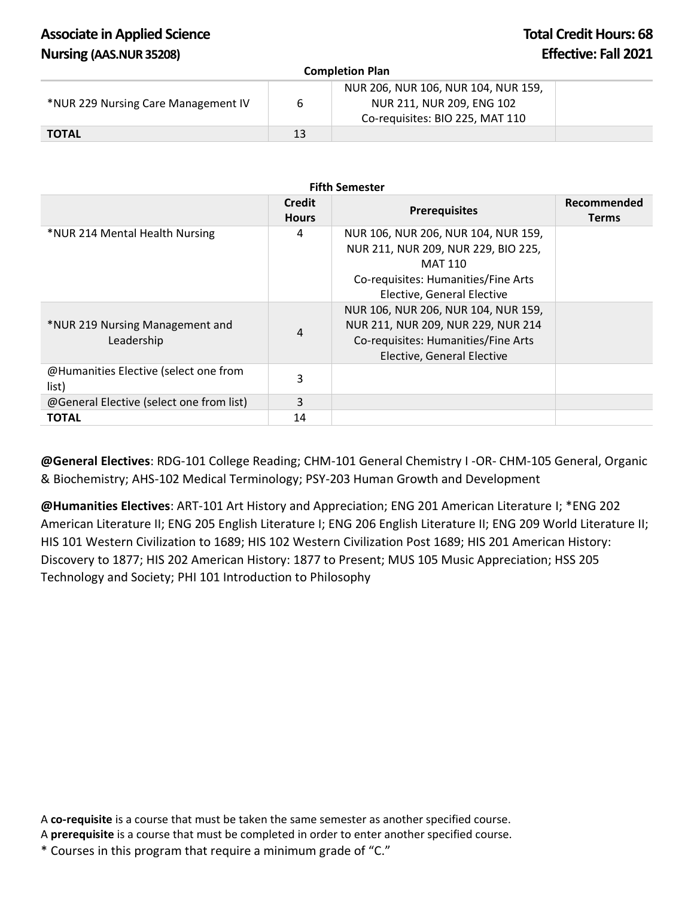**Associate in Applied Science**
**Nursing (AAS.NUR 35208)**

**Total Credit Hours: 68**
**Effective: Fall 2021**

**Completion Plan**

| | | | |
|---|---|---|---|
| *NUR 229 Nursing Care Management IV | 6 | NUR 206, NUR 106, NUR 104, NUR 159, NUR 211, NUR 209, ENG 102 Co-requisites: BIO 225, MAT 110 | |
| **TOTAL** | 13 | | |

**Fifth Semester**

| | Credit Hours | Prerequisites | Recommended Terms |
|---|---|---|---|
| *NUR 214 Mental Health Nursing | 4 | NUR 106, NUR 206, NUR 104, NUR 159, NUR 211, NUR 209, NUR 229, BIO 225, MAT 110 Co-requisites: Humanities/Fine Arts Elective, General Elective | |
| *NUR 219 Nursing Management and Leadership | 4 | NUR 106, NUR 206, NUR 104, NUR 159, NUR 211, NUR 209, NUR 229, NUR 214 Co-requisites: Humanities/Fine Arts Elective, General Elective | |
| @Humanities Elective (select one from list) | 3 | | |
| @General Elective (select one from list) | 3 | | |
| **TOTAL** | 14 | | |

**@General Electives**: RDG-101 College Reading; CHM-101 General Chemistry I -OR- CHM-105 General, Organic & Biochemistry; AHS-102 Medical Terminology; PSY-203 Human Growth and Development

**@Humanities Electives**: ART-101 Art History and Appreciation; ENG 201 American Literature I; *ENG 202 American Literature II; ENG 205 English Literature I; ENG 206 English Literature II; ENG 209 World Literature II; HIS 101 Western Civilization to 1689; HIS 102 Western Civilization Post 1689; HIS 201 American History: Discovery to 1877; HIS 202 American History: 1877 to Present; MUS 105 Music Appreciation; HSS 205 Technology and Society; PHI 101 Introduction to Philosophy

A **co-requisite** is a course that must be taken the same semester as another specified course.
A **prerequisite** is a course that must be completed in order to enter another specified course.
* Courses in this program that require a minimum grade of "C."